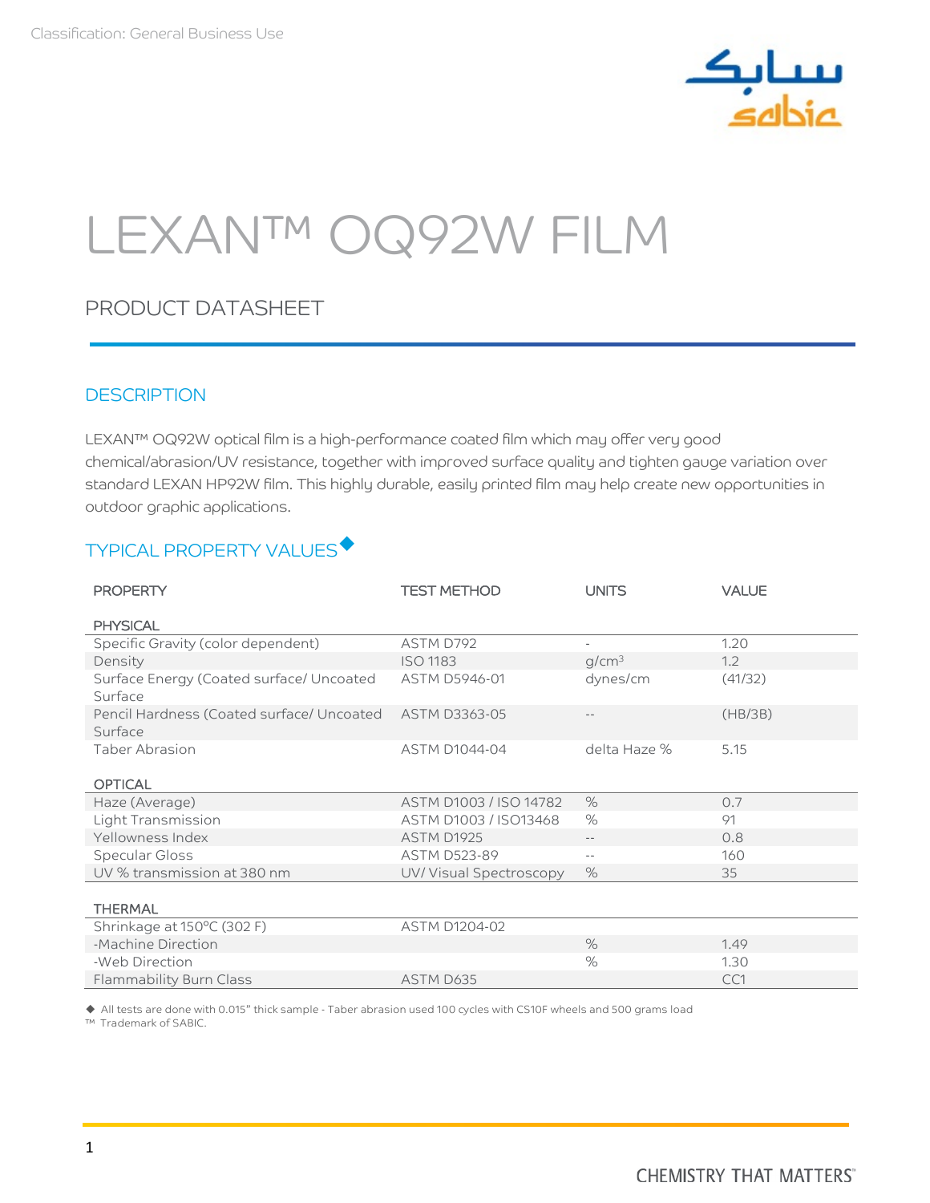Classification: General Business Use

# LEXAN™ OQ92W FILM

## PRODUCT DATASHEET

### DESCRIPTION

LEXAN™ OQ92W optical film is a high-performance coated film which may offer very good chemical/abrasion/UV resistance, together with improved surface quality and tighten gauge variation over standard LEXAN HP92W film. This highly durable, easily printed film may help create new opportunities in outdoor graphic applications.

### TYPICAL PROPERTY VALUES◆

| PROPERTY | TEST METHOD | UNITS | VALUE |
|---|---|---|---|
| **PHYSICAL** | | | |
| Specific Gravity (color dependent) | ASTM D792 | - | 1.20 |
| Density | ISO 1183 | g/cm³ | 1.2 |
| Surface Energy (Coated surface/ Uncoated Surface | ASTM D5946-01 | dynes/cm | (41/32) |
| Pencil Hardness (Coated surface/ Uncoated Surface | ASTM D3363-05 | -- | (HB/3B) |
| Taber Abrasion | ASTM D1044-04 | delta Haze % | 5.15 |
| **OPTICAL** | | | |
| Haze (Average) | ASTM D1003 / ISO 14782 | % | 0.7 |
| Light Transmission | ASTM D1003 / ISO13468 | % | 91 |
| Yellowness Index | ASTM D1925 | -- | 0.8 |
| Specular Gloss | ASTM D523-89 | -- | 160 |
| UV % transmission at 380 nm | UV/ Visual Spectroscopy | % | 35 |
| **THERMAL** | | | |
| Shrinkage at 150°C (302 F) | ASTM D1204-02 | | |
| -Machine Direction | | % | 1.49 |
| -Web Direction | | % | 1.30 |
| Flammability Burn Class | ASTM D635 | | CC1 |

◆ All tests are done with 0.015" thick sample - Taber abrasion used 100 cycles with CS10F wheels and 500 grams load

™ Trademark of SABIC.

CHEMISTRY THAT MATTERS™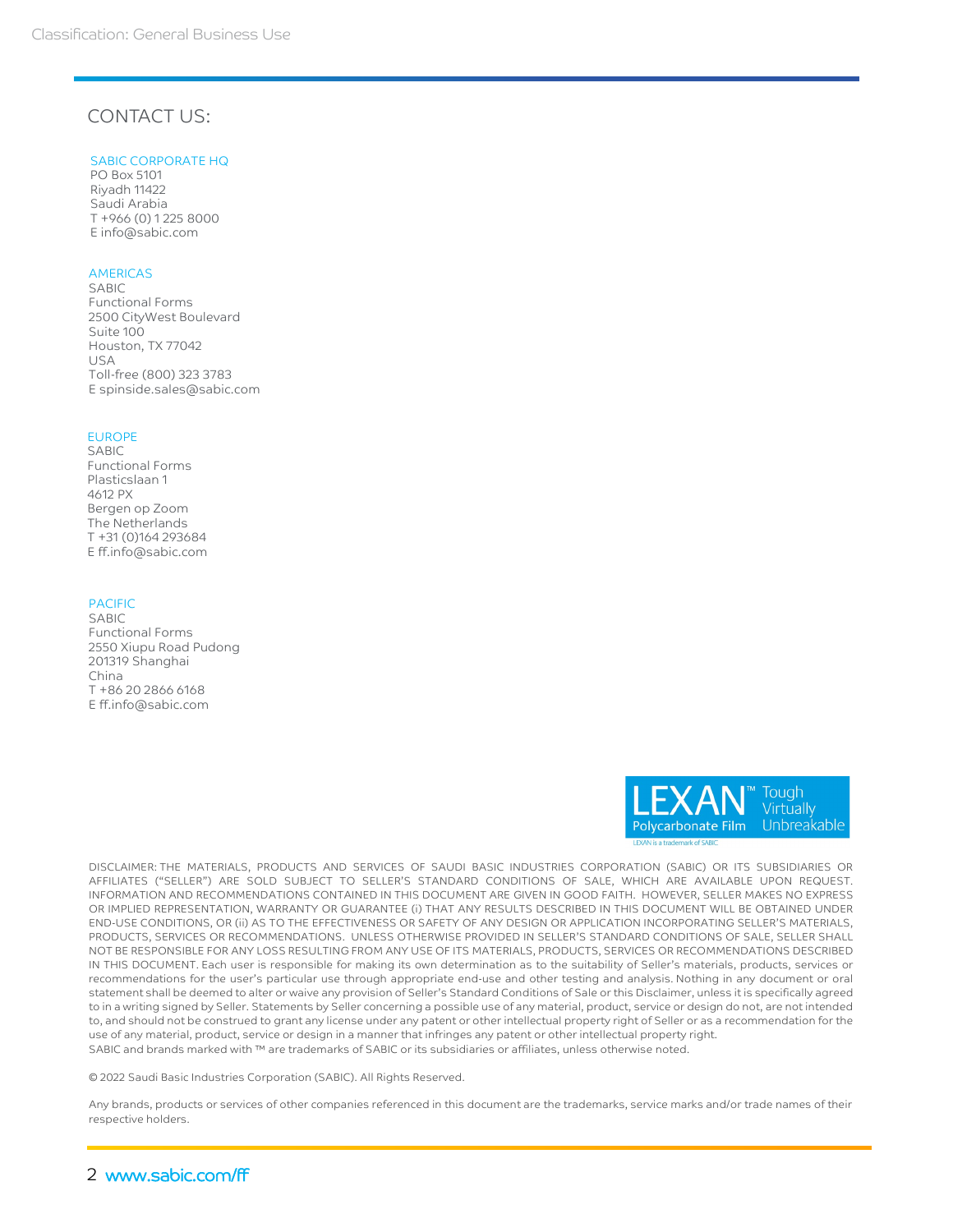## CONTACT US:

**SABIC CORPORATE HQ**
PO Box 5101
Riyadh 11422
Saudi Arabia
T +966 (0) 1 225 8000
E info@sabic.com

**AMERICAS**
SABIC
Functional Forms
2500 CityWest Boulevard
Suite 100
Houston, TX 77042
USA
Toll-free (800) 323 3783
E spinside.sales@sabic.com

**EUROPE**
SABIC
Functional Forms
Plasticslaan 1
4612 PX
Bergen op Zoom
The Netherlands
T +31 (0)164 293684
E ff.info@sabic.com

**PACIFIC**
SABIC
Functional Forms
2550 Xiupu Road Pudong
201319 Shanghai
China
T +86 20 2866 6168
E ff.info@sabic.com

LEXAN™ Polycarbonate Film Tough Virtually Unbreakable

LEXAN is a trademark of SABIC

DISCLAIMER: THE MATERIALS, PRODUCTS AND SERVICES OF SAUDI BASIC INDUSTRIES CORPORATION (SABIC) OR ITS SUBSIDIARIES OR AFFILIATES ("SELLER") ARE SOLD SUBJECT TO SELLER'S STANDARD CONDITIONS OF SALE, WHICH ARE AVAILABLE UPON REQUEST. INFORMATION AND RECOMMENDATIONS CONTAINED IN THIS DOCUMENT ARE GIVEN IN GOOD FAITH. HOWEVER, SELLER MAKES NO EXPRESS OR IMPLIED REPRESENTATION, WARRANTY OR GUARANTEE (i) THAT ANY RESULTS DESCRIBED IN THIS DOCUMENT WILL BE OBTAINED UNDER END-USE CONDITIONS, OR (ii) AS TO THE EFFECTIVENESS OR SAFETY OF ANY DESIGN OR APPLICATION INCORPORATING SELLER'S MATERIALS, PRODUCTS, SERVICES OR RECOMMENDATIONS. UNLESS OTHERWISE PROVIDED IN SELLER'S STANDARD CONDITIONS OF SALE, SELLER SHALL NOT BE RESPONSIBLE FOR ANY LOSS RESULTING FROM ANY USE OF ITS MATERIALS, PRODUCTS, SERVICES OR RECOMMENDATIONS DESCRIBED IN THIS DOCUMENT. Each user is responsible for making its own determination as to the suitability of Seller's materials, products, services or recommendations for the user's particular use through appropriate end-use and other testing and analysis. Nothing in any document or oral statement shall be deemed to alter or waive any provision of Seller's Standard Conditions of Sale or this Disclaimer, unless it is specifically agreed to in a writing signed by Seller. Statements by Seller concerning a possible use of any material, product, service or design do not, are not intended to, and should not be construed to grant any license under any patent or other intellectual property right of Seller or as a recommendation for the use of any material, product, service or design in a manner that infringes any patent or other intellectual property right.
SABIC and brands marked with ™ are trademarks of SABIC or its subsidiaries or affiliates, unless otherwise noted.

© 2022 Saudi Basic Industries Corporation (SABIC). All Rights Reserved.

Any brands, products or services of other companies referenced in this document are the trademarks, service marks and/or trade names of their respective holders.

www.sabic.com/ff